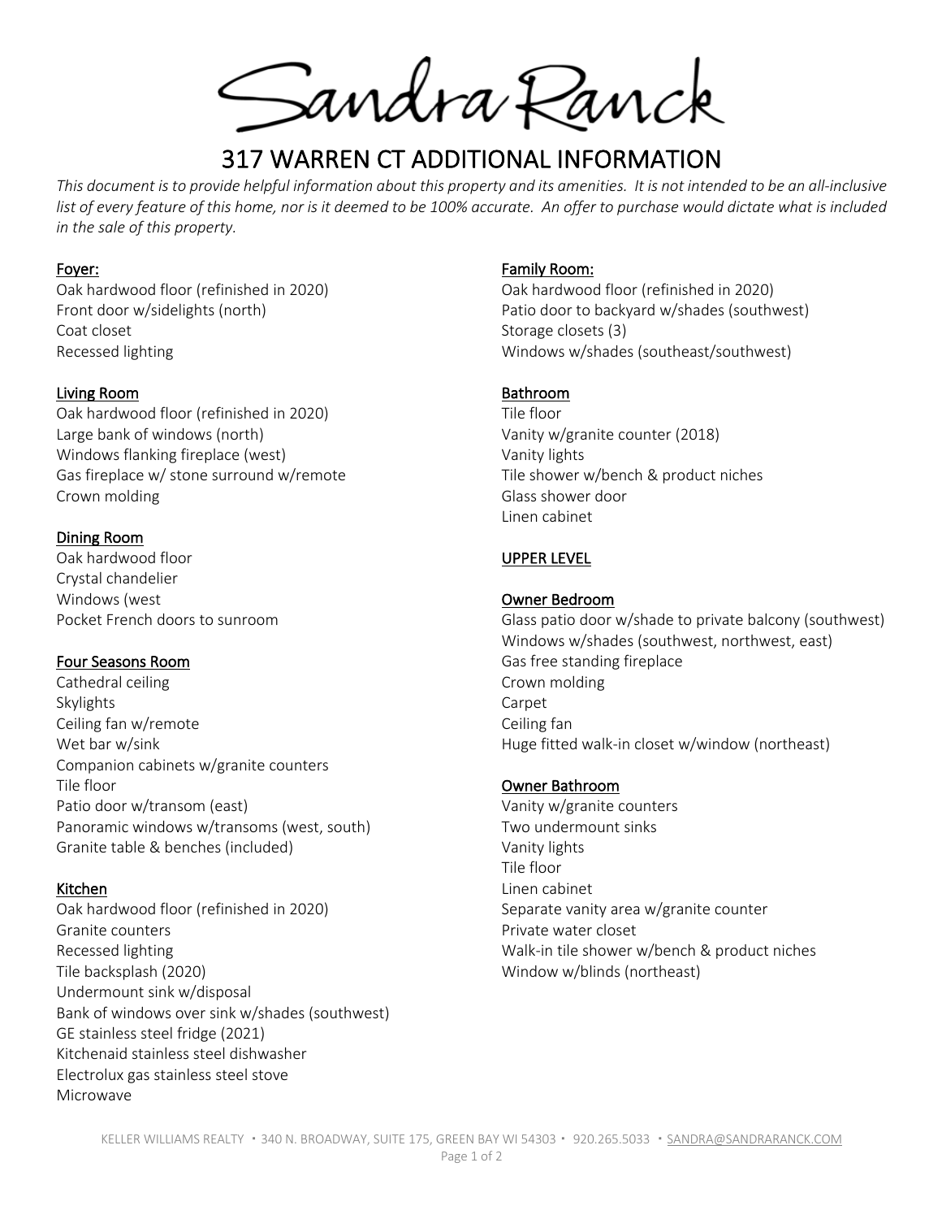# Sandra Ranck

## 317 WARREN CT ADDITIONAL INFORMATION

*This document is to provide helpful information about this property and its amenities. It is not intended to be an all-inclusive list of every feature of this home, nor is it deemed to be 100% accurate. An offer to purchase would dictate what is included in the sale of this property.*

### Foyer:

Oak hardwood floor (refinished in 2020)
Front door w/sidelights (north)
Coat closet
Recessed lighting

### Living Room

Oak hardwood floor (refinished in 2020)
Large bank of windows (north)
Windows flanking fireplace (west)
Gas fireplace w/ stone surround w/remote
Crown molding

### Dining Room

Oak hardwood floor
Crystal chandelier
Windows (west
Pocket French doors to sunroom

### Four Seasons Room

Cathedral ceiling
Skylights
Ceiling fan w/remote
Wet bar w/sink
Companion cabinets w/granite counters
Tile floor
Patio door w/transom (east)
Panoramic windows w/transoms (west, south)
Granite table & benches (included)

### Kitchen

Oak hardwood floor (refinished in 2020)
Granite counters
Recessed lighting
Tile backsplash (2020)
Undermount sink w/disposal
Bank of windows over sink w/shades (southwest)
GE stainless steel fridge (2021)
Kitchenaid stainless steel dishwasher
Electrolux gas stainless steel stove
Microwave

### Family Room:

Oak hardwood floor (refinished in 2020)
Patio door to backyard w/shades (southwest)
Storage closets (3)
Windows w/shades (southeast/southwest)

### Bathroom

Tile floor
Vanity w/granite counter (2018)
Vanity lights
Tile shower w/bench & product niches
Glass shower door
Linen cabinet

## UPPER LEVEL

### Owner Bedroom

Glass patio door w/shade to private balcony (southwest)
Windows w/shades (southwest, northwest, east)
Gas free standing fireplace
Crown molding
Carpet
Ceiling fan
Huge fitted walk-in closet w/window (northeast)

### Owner Bathroom

Vanity w/granite counters
Two undermount sinks
Vanity lights
Tile floor
Linen cabinet
Separate vanity area w/granite counter
Private water closet
Walk-in tile shower w/bench & product niches
Window w/blinds (northeast)

KELLER WILLIAMS REALTY • 340 N. BROADWAY, SUITE 175, GREEN BAY WI 54303 • 920.265.5033 • SANDRA@SANDRARANCK.COM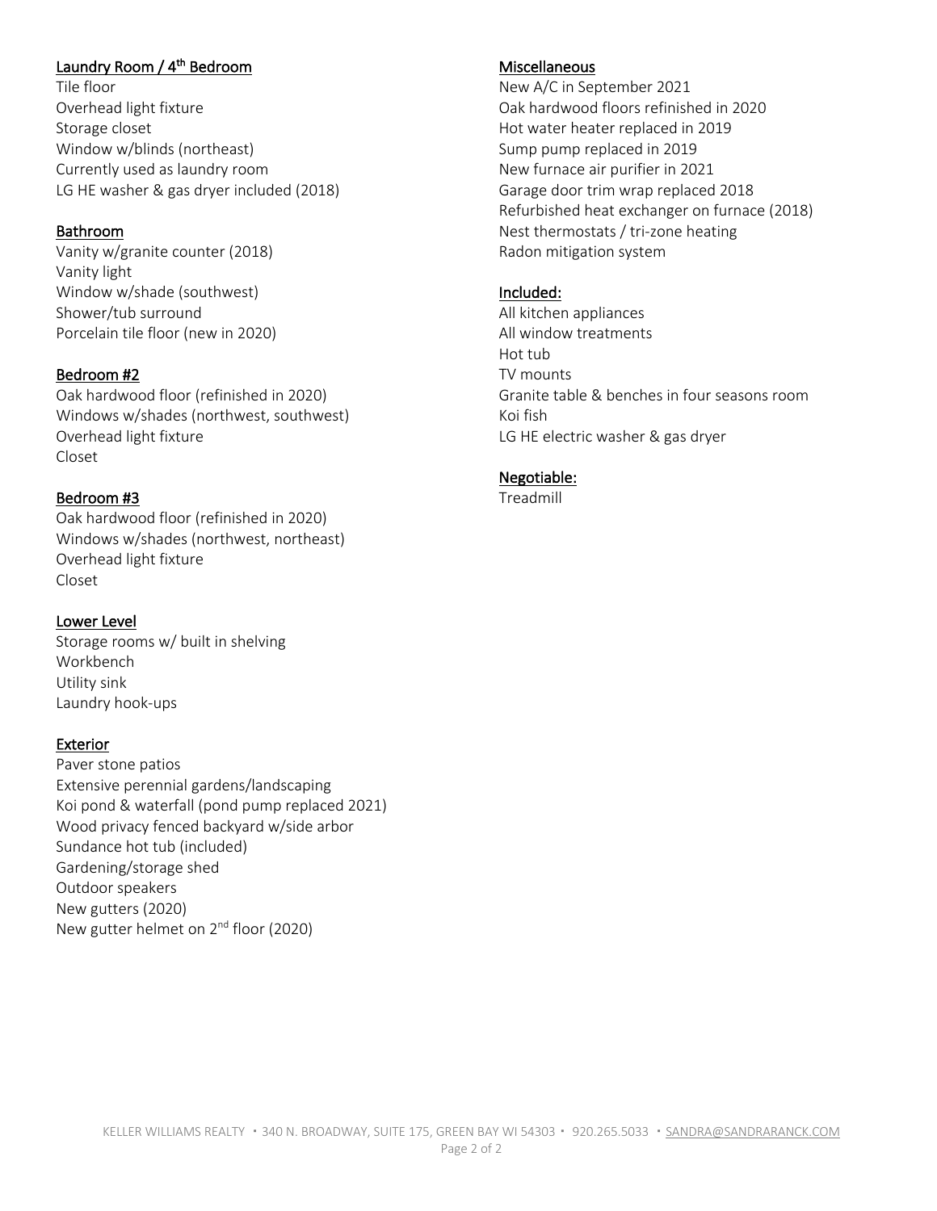## Laundry Room / 4th Bedroom

Tile floor
Overhead light fixture
Storage closet
Window w/blinds (northeast)
Currently used as laundry room
LG HE washer & gas dryer included (2018)

## Bathroom

Vanity w/granite counter (2018)
Vanity light
Window w/shade (southwest)
Shower/tub surround
Porcelain tile floor (new in 2020)

## Bedroom #2

Oak hardwood floor (refinished in 2020)
Windows w/shades (northwest, southwest)
Overhead light fixture
Closet

## Bedroom #3

Oak hardwood floor (refinished in 2020)
Windows w/shades (northwest, northeast)
Overhead light fixture
Closet

## Lower Level

Storage rooms w/ built in shelving
Workbench
Utility sink
Laundry hook-ups

## Exterior

Paver stone patios
Extensive perennial gardens/landscaping
Koi pond & waterfall (pond pump replaced 2021)
Wood privacy fenced backyard w/side arbor
Sundance hot tub (included)
Gardening/storage shed
Outdoor speakers
New gutters (2020)
New gutter helmet on 2nd floor (2020)

## Miscellaneous

New A/C in September 2021
Oak hardwood floors refinished in 2020
Hot water heater replaced in 2019
Sump pump replaced in 2019
New furnace air purifier in 2021
Garage door trim wrap replaced 2018
Refurbished heat exchanger on furnace (2018)
Nest thermostats / tri-zone heating
Radon mitigation system

## Included:

All kitchen appliances
All window treatments
Hot tub
TV mounts
Granite table & benches in four seasons room
Koi fish
LG HE electric washer & gas dryer

## Negotiable:

Treadmill

KELLER WILLIAMS REALTY • 340 N. BROADWAY, SUITE 175, GREEN BAY WI 54303 • 920.265.5033 • SANDRA@SANDRARANCK.COM